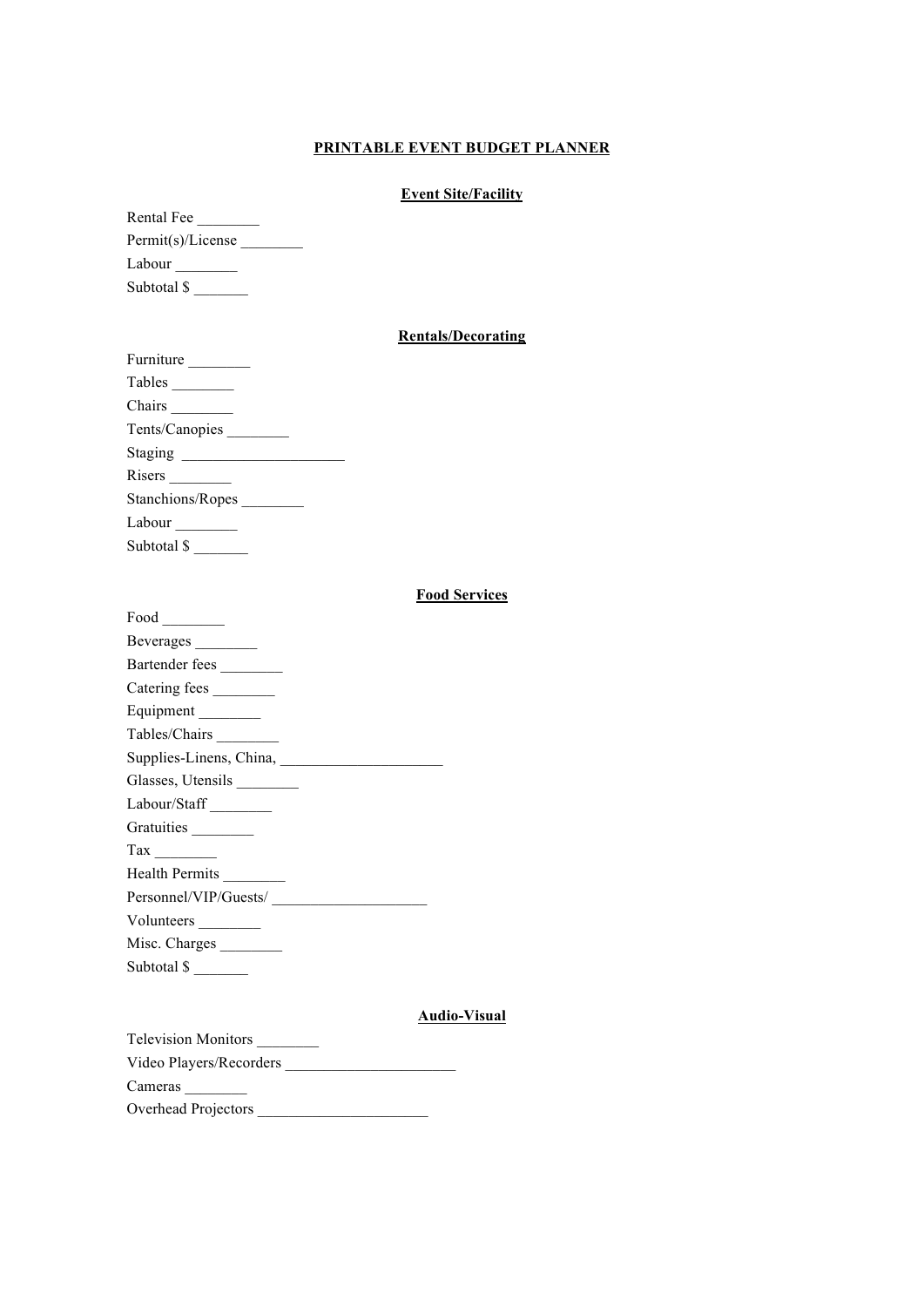# PRINTABLE EVENT BUDGET PLANNER

## Event Site/Facility

Rental Fee ________

Permit(s)/License ________

Labour ________

Subtotal $ _______

## Rentals/Decorating

Furniture ________

Tables ________

Chairs ________

Tents/Canopies ________

Staging _____________________

Risers ________

Stanchions/Ropes ________

Labour ________

Subtotal $ _______

## Food Services

Food ________

Beverages ________

Bartender fees ________

Catering fees ________

Equipment ________

Tables/Chairs ________

Supplies-Linens, China, _____________________

Glasses, Utensils ________

Labour/Staff ________

Gratuities ________

Tax ________

Health Permits ________

Personnel/VIP/Guests/ ____________________

Volunteers ________

Misc. Charges ________

Subtotal $ _______

## Audio-Visual

Television Monitors ________

Video Players/Recorders ______________________

Cameras ________

Overhead Projectors ______________________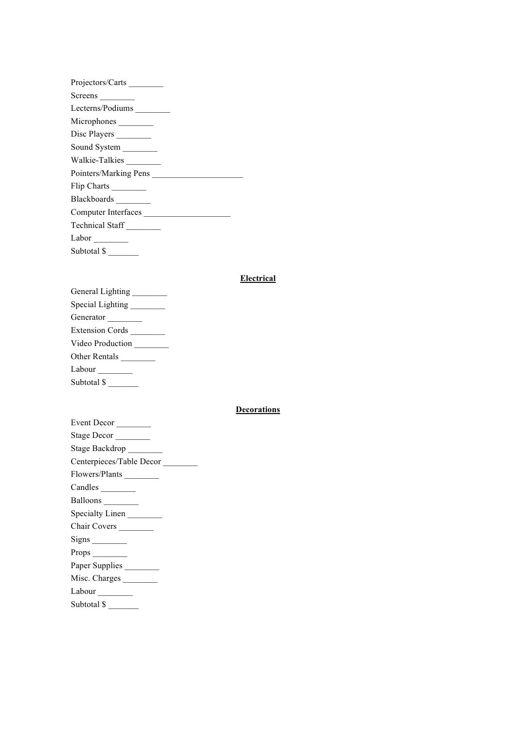Projectors/Carts ________

Screens ________

Lecterns/Podiums ________

Microphones ________

Disc Players ________

Sound System ________

Walkie-Talkies ________

Pointers/Marking Pens ____________________

Flip Charts ________

Blackboards ________

Computer Interfaces ____________________

Technical Staff ________

Labor ________

Subtotal $ _______

**Electrical**

General Lighting ________

Special Lighting ________

Generator ________

Extension Cords ________

Video Production ________

Other Rentals ________

Labour ________

Subtotal $ _______

**Decorations**

Event Decor ________

Stage Decor ________

Stage Backdrop ________

Centerpieces/Table Decor ________

Flowers/Plants ________

Candles ________

Balloons ________

Specialty Linen ________

Chair Covers ________

Signs ________

Props ________

Paper Supplies ________

Misc. Charges ________

Labour ________

Subtotal $ _______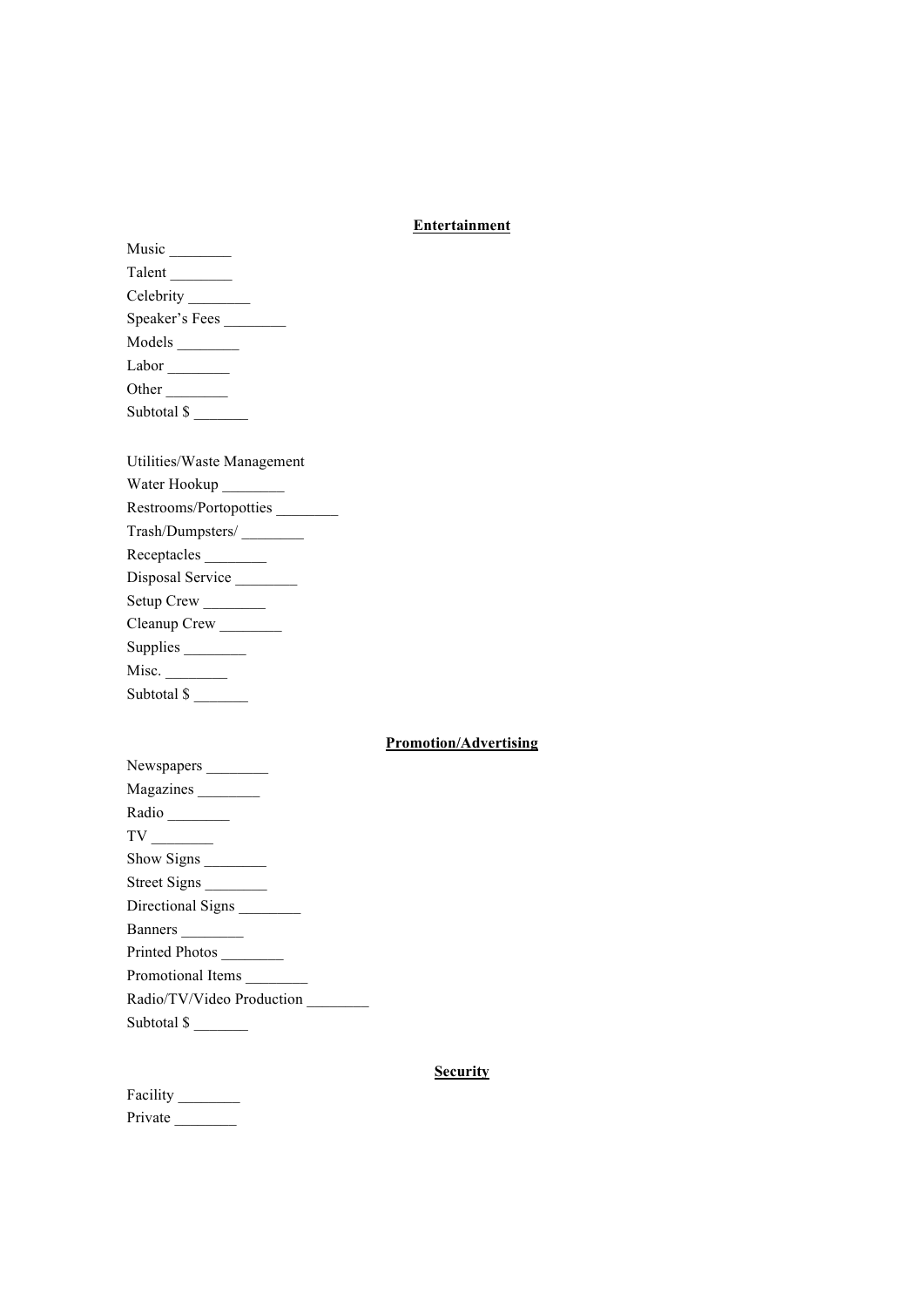**Entertainment**

Music ________

Talent ________

Celebrity ________

Speaker's Fees ________

Models ________

Labor ________

Other ________

Subtotal $ _______

Utilities/Waste Management

Water Hookup ________

Restrooms/Portopotties ________

Trash/Dumpsters/ ________

Receptacles ________

Disposal Service ________

Setup Crew ________

Cleanup Crew ________

Supplies ________

Misc. ________

Subtotal $ _______

**Promotion/Advertising**

Newspapers ________

Magazines ________

Radio ________

TV ________

Show Signs ________

Street Signs ________

Directional Signs ________

Banners ________

Printed Photos ________

Promotional Items ________

Radio/TV/Video Production ________

Subtotal $ _______

**Security**

Facility ________

Private ________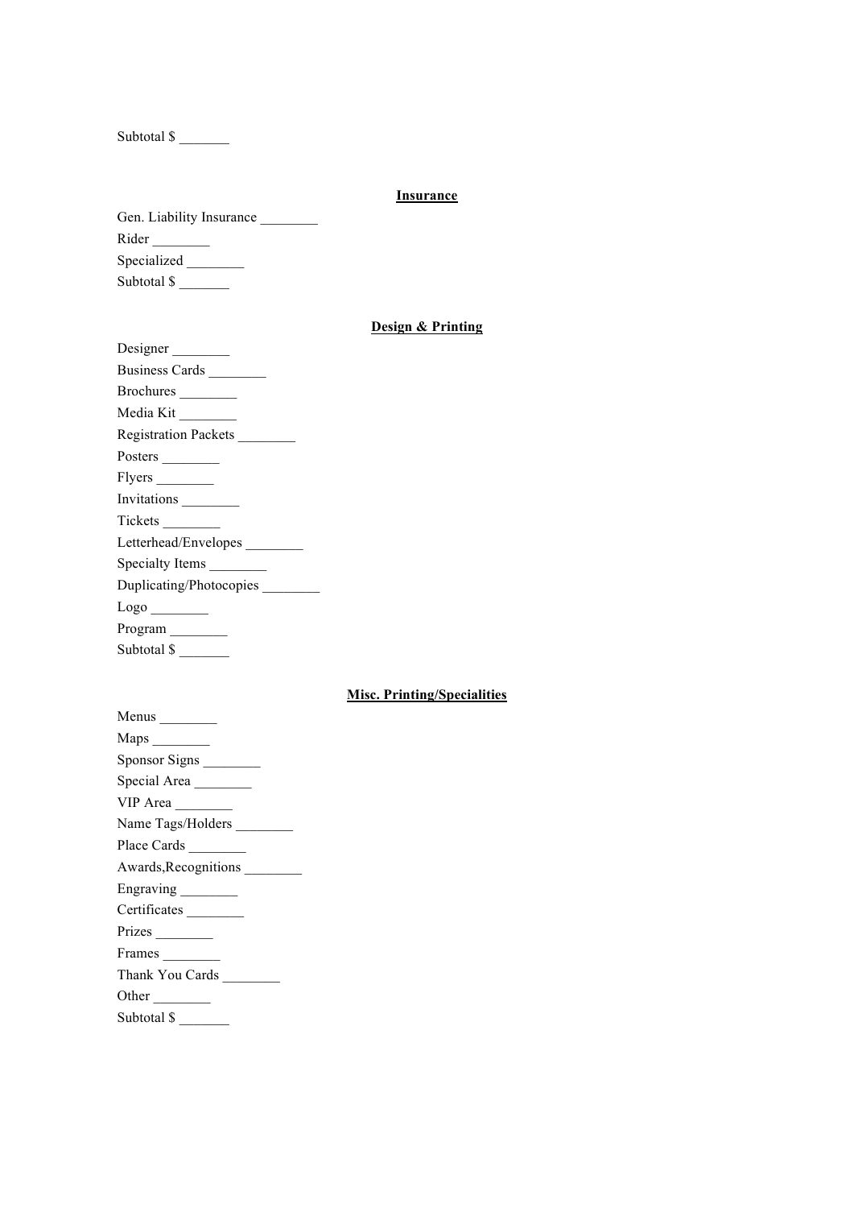Subtotal $ _______

**Insurance**

Gen. Liability Insurance ________

Rider ________

Specialized ________

Subtotal $ _______

**Design & Printing**

Designer ________

Business Cards ________

Brochures ________

Media Kit ________

Registration Packets ________

Posters ________

Flyers ________

Invitations ________

Tickets ________

Letterhead/Envelopes ________

Specialty Items ________

Duplicating/Photocopies ________

Logo ________

Program ________

Subtotal $ _______

**Misc. Printing/Specialities**

Menus ________

Maps ________

Sponsor Signs ________

Special Area ________

VIP Area ________

Name Tags/Holders ________

Place Cards ________

Awards,Recognitions ________

Engraving ________

Certificates ________

Prizes ________

Frames ________

Thank You Cards ________

Other ________

Subtotal $ _______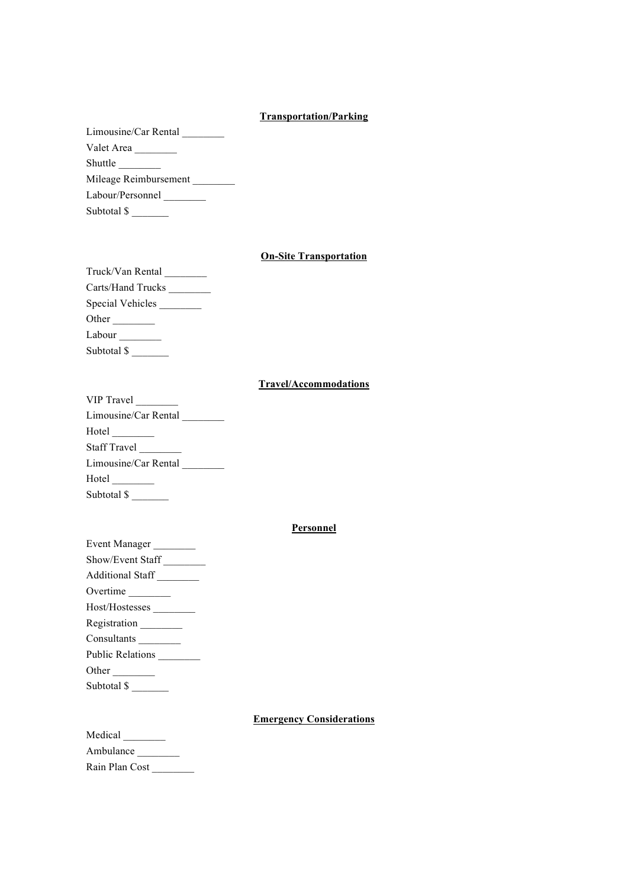**Transportation/Parking**

Limousine/Car Rental ________

Valet Area ________

Shuttle ________

Mileage Reimbursement ________

Labour/Personnel ________

Subtotal $ _______

**On-Site Transportation**

Truck/Van Rental ________

Carts/Hand Trucks ________

Special Vehicles ________

Other ________

Labour ________

Subtotal $ _______

**Travel/Accommodations**

VIP Travel ________

Limousine/Car Rental ________

Hotel ________

Staff Travel ________

Limousine/Car Rental ________

Hotel ________

Subtotal $ _______

**Personnel**

Event Manager ________

Show/Event Staff ________

Additional Staff ________

Overtime ________

Host/Hostesses ________

Registration ________

Consultants ________

Public Relations ________

Other ________

Subtotal $ _______

**Emergency Considerations**

Medical ________

Ambulance ________

Rain Plan Cost ________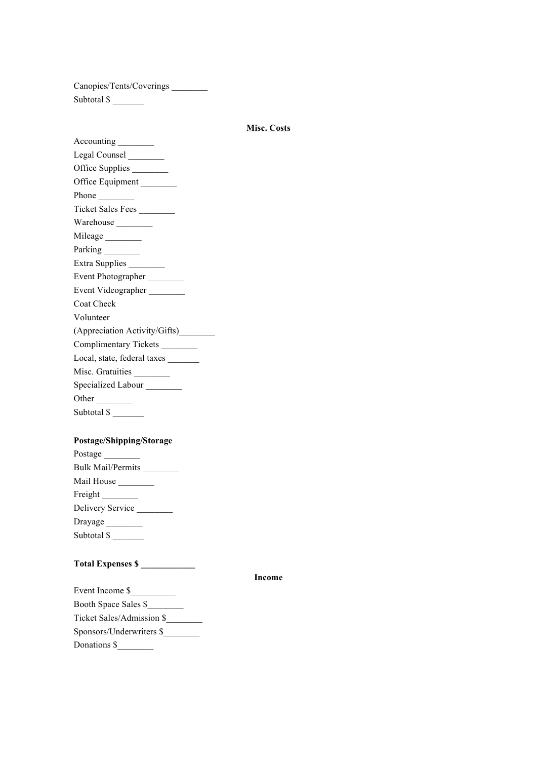Canopies/Tents/Coverings ________

Subtotal $ _______

**Misc. Costs**

Accounting ________

Legal Counsel ________

Office Supplies ________

Office Equipment ________

Phone ________

Ticket Sales Fees ________

Warehouse ________

Mileage ________

Parking ________

Extra Supplies ________

Event Photographer ________

Event Videographer ________

Coat Check

Volunteer

(Appreciation Activity/Gifts)________

Complimentary Tickets ________

Local, state, federal taxes _______

Misc. Gratuities ________

Specialized Labour ________

Other ________

Subtotal $ _______

**Postage/Shipping/Storage**

Postage ________

Bulk Mail/Permits ________

Mail House ________

Freight ________

Delivery Service ________

Drayage ________

Subtotal $ _______

**Total Expenses $ ____________**

**Income**

Event Income $__________

Booth Space Sales $________

Ticket Sales/Admission $________

Sponsors/Underwriters $________

Donations $________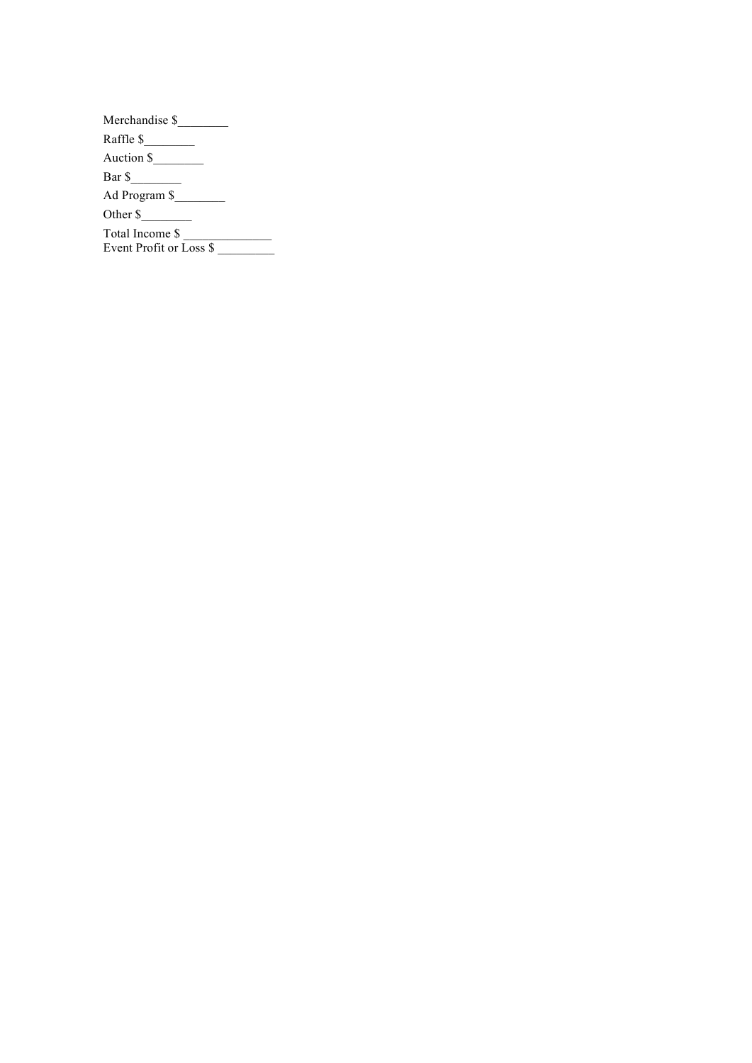Merchandise $________

Raffle $________

Auction $________

Bar $________

Ad Program $________

Other $________

Total Income $ ______________
Event Profit or Loss $ _________